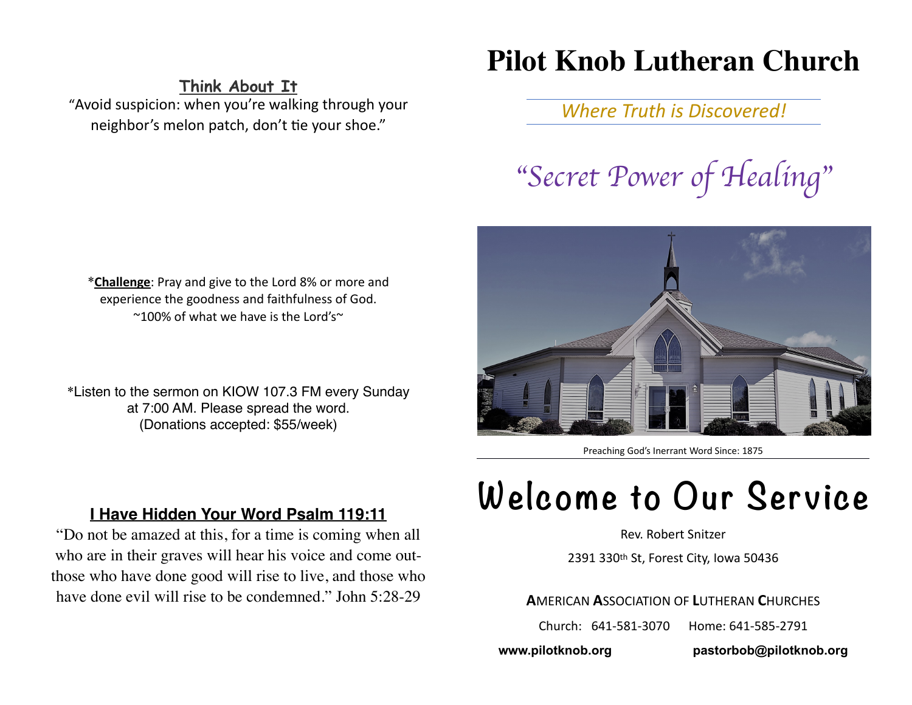## Think About It

"Avoid suspicion: when you're walking through your neighbor's melon patch, don't tie your shoe."

*__Challenge__: Pray and give to the Lord 8% or more and experience the goodness and faithfulness of God.
~100% of what we have is the Lord's~

*Listen to the sermon on KIOW 107.3 FM every Sunday at 7:00 AM. Please spread the word.
(Donations accepted: $55/week)

## I Have Hidden Your Word Psalm 119:11

"Do not be amazed at this, for a time is coming when all who are in their graves will hear his voice and come out-those who have done good will rise to live, and those who have done evil will rise to be condemned." John 5:28-29

# Pilot Knob Lutheran Church

*Where Truth is Discovered!*

## "Secret Power of Healing"

Preaching God's Inerrant Word Since: 1875

# Welcome to Our Service

Rev. Robert Snitzer

2391 330th St, Forest City, Iowa 50436

**A**MERICAN **A**SSOCIATION OF **L**UTHERAN **C**HURCHES

Church: 641-581-3070 Home: 641-585-2791

**www.pilotknob.org** **pastorbob@pilotknob.org**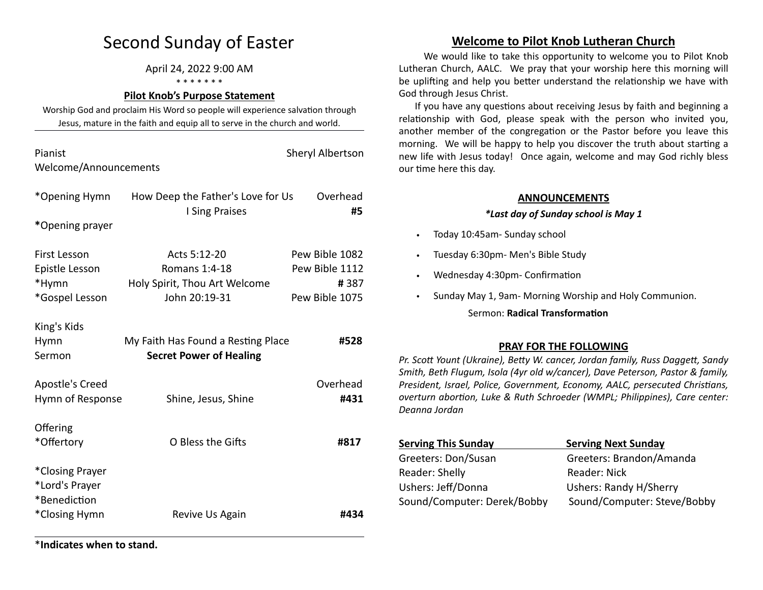# Second Sunday of Easter

April 24, 2022 9:00 AM

\* \* \* \* \* \* \*

**Pilot Knob's Purpose Statement**

Worship God and proclaim His Word so people will experience salvation through Jesus, mature in the faith and equip all to serve in the church and world.

---

| | | |
|---|---|---|
| Pianist | | Sheryl Albertson |
| Welcome/Announcements | | |
| *Opening Hymn | How Deep the Father's Love for Us | Overhead |
| | I Sing Praises | **#5** |
| ***Opening prayer** | | |
| First Lesson | Acts 5:12-20 | Pew Bible 1082 |
| Epistle Lesson | Romans 1:4-18 | Pew Bible 1112 |
| *Hymn | Holy Spirit, Thou Art Welcome | **#** 387 |
| *Gospel Lesson | John 20:19-31 | Pew Bible 1075 |
| King's Kids | | |
| Hymn | My Faith Has Found a Resting Place | **#528** |
| Sermon | **Secret Power of Healing** | |
| Apostle's Creed | | Overhead |
| Hymn of Response | Shine, Jesus, Shine | **#431** |
| Offering | | |
| *Offertory | O Bless the Gifts | **#817** |
| *Closing Prayer | | |
| *Lord's Prayer | | |
| *Benediction | | |
| *Closing Hymn | Revive Us Again | **#434** |

---

\***Indicates when to stand.**

## Welcome to Pilot Knob Lutheran Church

We would like to take this opportunity to welcome you to Pilot Knob Lutheran Church, AALC. We pray that your worship here this morning will be uplifting and help you better understand the relationship we have with God through Jesus Christ.

If you have any questions about receiving Jesus by faith and beginning a relationship with God, please speak with the person who invited you, another member of the congregation or the Pastor before you leave this morning. We will be happy to help you discover the truth about starting a new life with Jesus today! Once again, welcome and may God richly bless our time here this day.

### ANNOUNCEMENTS

***Last day of Sunday school is May 1***

- Today 10:45am- Sunday school
- Tuesday 6:30pm- Men's Bible Study
- Wednesday 4:30pm- Confirmation
- Sunday May 1, 9am- Morning Worship and Holy Communion.

  Sermon: **Radical Transformation**

### PRAY FOR THE FOLLOWING

*Pr. Scott Yount (Ukraine), Betty W. cancer, Jordan family, Russ Daggett, Sandy Smith, Beth Flugum, Isola (4yr old w/cancer), Dave Peterson, Pastor & family, President, Israel, Police, Government, Economy, AALC, persecuted Christians, overturn abortion, Luke & Ruth Schroeder (WMPL; Philippines), Care center: Deanna Jordan*

| **Serving This Sunday** | **Serving Next Sunday** |
|---|---|
| Greeters: Don/Susan | Greeters: Brandon/Amanda |
| Reader: Shelly | Reader: Nick |
| Ushers: Jeff/Donna | Ushers: Randy H/Sherry |
| Sound/Computer: Derek/Bobby | Sound/Computer: Steve/Bobby |